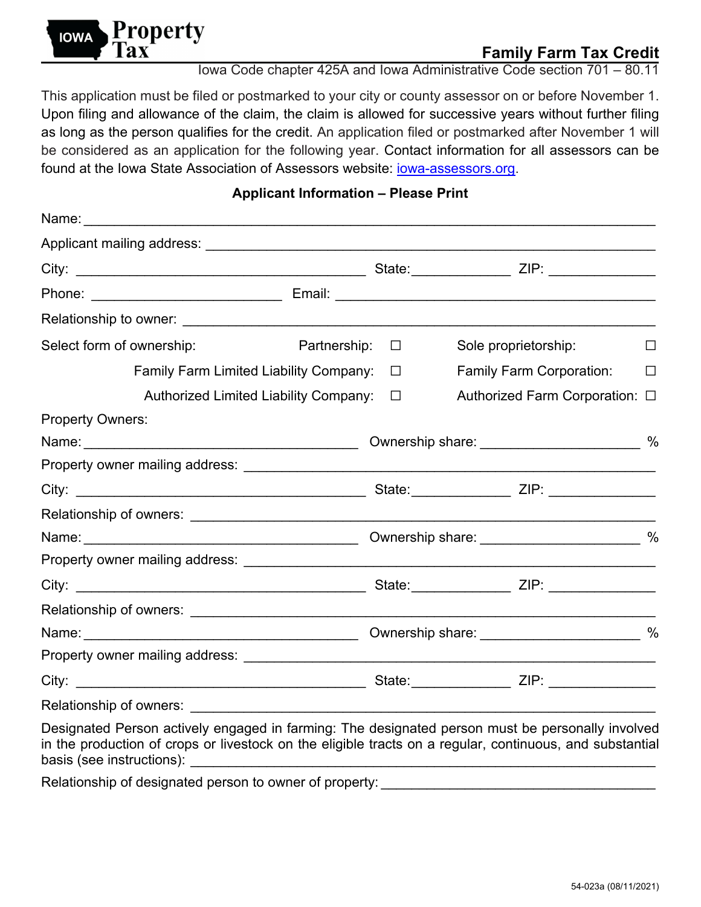IOWA Property Tax

# Family Farm Tax Credit

Iowa Code chapter 425A and Iowa Administrative Code section 701 – 80.11

This application must be filed or postmarked to your city or county assessor on or before November 1. Upon filing and allowance of the claim, the claim is allowed for successive years without further filing as long as the person qualifies for the credit. An application filed or postmarked after November 1 will be considered as an application for the following year. Contact information for all assessors can be found at the Iowa State Association of Assessors website: [iowa-assessors.org](iowa-assessors.org).

## Applicant Information – Please Print

Name: ______________________________________________________________________

Applicant mailing address: ____________________________________________________

City: ____________________________________ State:_____________ ZIP: ______________

Phone: _________________________ Email: ________________________________________

Relationship to owner: _______________________________________________________

Select form of ownership:

- Partnership: ☐
- Sole proprietorship: ☐
- Family Farm Limited Liability Company: ☐
- Family Farm Corporation: ☐
- Authorized Limited Liability Company: ☐
- Authorized Farm Corporation: ☐

Property Owners:

Name: ____________________________________ Ownership share: ____________________ %

Property owner mailing address: _______________________________________________

City: ____________________________________ State:_____________ ZIP: ______________

Relationship of owners: _____________________________________________________

Name: ____________________________________ Ownership share: ____________________ %

Property owner mailing address: _______________________________________________

City: ____________________________________ State:_____________ ZIP: ______________

Relationship of owners: _____________________________________________________

Name: ____________________________________ Ownership share: ____________________ %

Property owner mailing address: _______________________________________________

City: ____________________________________ State:_____________ ZIP: ______________

Relationship of owners: _____________________________________________________

Designated Person actively engaged in farming: The designated person must be personally involved in the production of crops or livestock on the eligible tracts on a regular, continuous, and substantial basis (see instructions): _______________________________________________________

Relationship of designated person to owner of property: ___________________________________

54-023a (08/11/2021)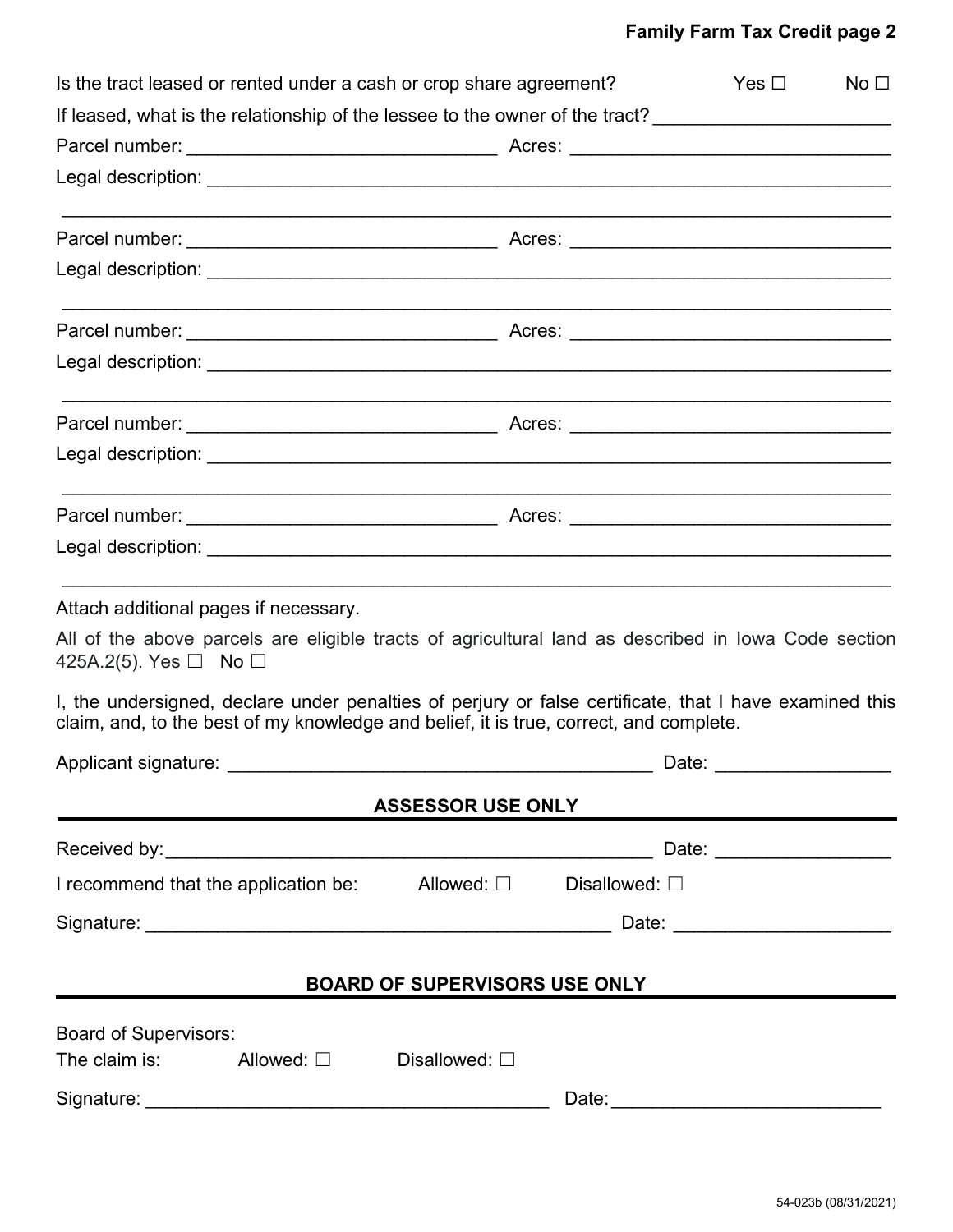Is the tract leased or rented under a cash or crop share agreement? Yes ☐ No ☐

If leased, what is the relationship of the lessee to the owner of the tract? ______________________

Parcel number: ______________________________ Acres: ______________________________

Legal description: ____________________________________________________________

______________________________________________________________________________

Parcel number: ______________________________ Acres: ______________________________

Legal description: ____________________________________________________________

______________________________________________________________________________

Parcel number: ______________________________ Acres: ______________________________

Legal description: ____________________________________________________________

______________________________________________________________________________

Parcel number: ______________________________ Acres: ______________________________

Legal description: ____________________________________________________________

______________________________________________________________________________

Parcel number: ______________________________ Acres: ______________________________

Legal description: ____________________________________________________________

______________________________________________________________________________

Attach additional pages if necessary.

All of the above parcels are eligible tracts of agricultural land as described in Iowa Code section 425A.2(5). Yes ☐ No ☐

I, the undersigned, declare under penalties of perjury or false certificate, that I have examined this claim, and, to the best of my knowledge and belief, it is true, correct, and complete.

Applicant signature: ________________________________________ Date: ________________

## ASSESSOR USE ONLY

Received by: ______________________________________________ Date: ________________

I recommend that the application be: Allowed: ☐ Disallowed: ☐

Signature: ____________________________________________ Date: ____________________

## BOARD OF SUPERVISORS USE ONLY

Board of Supervisors:

The claim is: Allowed: ☐ Disallowed: ☐

Signature: ______________________________________ Date: _________________________

54-023b (08/31/2021)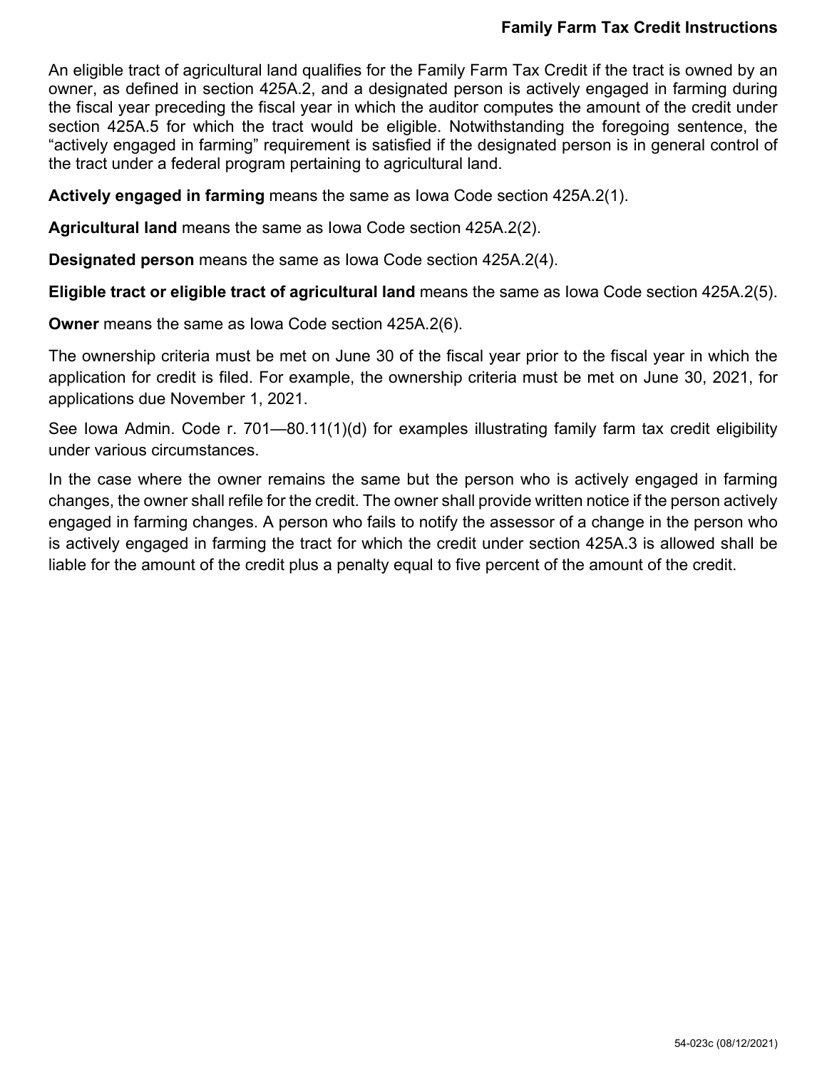## Family Farm Tax Credit Instructions

An eligible tract of agricultural land qualifies for the Family Farm Tax Credit if the tract is owned by an owner, as defined in section 425A.2, and a designated person is actively engaged in farming during the fiscal year preceding the fiscal year in which the auditor computes the amount of the credit under section 425A.5 for which the tract would be eligible. Notwithstanding the foregoing sentence, the "actively engaged in farming" requirement is satisfied if the designated person is in general control of the tract under a federal program pertaining to agricultural land.

**Actively engaged in farming** means the same as Iowa Code section 425A.2(1).

**Agricultural land** means the same as Iowa Code section 425A.2(2).

**Designated person** means the same as Iowa Code section 425A.2(4).

**Eligible tract or eligible tract of agricultural land** means the same as Iowa Code section 425A.2(5).

**Owner** means the same as Iowa Code section 425A.2(6).

The ownership criteria must be met on June 30 of the fiscal year prior to the fiscal year in which the application for credit is filed. For example, the ownership criteria must be met on June 30, 2021, for applications due November 1, 2021.

See Iowa Admin. Code r. 701—80.11(1)(d) for examples illustrating family farm tax credit eligibility under various circumstances.

In the case where the owner remains the same but the person who is actively engaged in farming changes, the owner shall refile for the credit. The owner shall provide written notice if the person actively engaged in farming changes. A person who fails to notify the assessor of a change in the person who is actively engaged in farming the tract for which the credit under section 425A.3 is allowed shall be liable for the amount of the credit plus a penalty equal to five percent of the amount of the credit.

54-023c (08/12/2021)